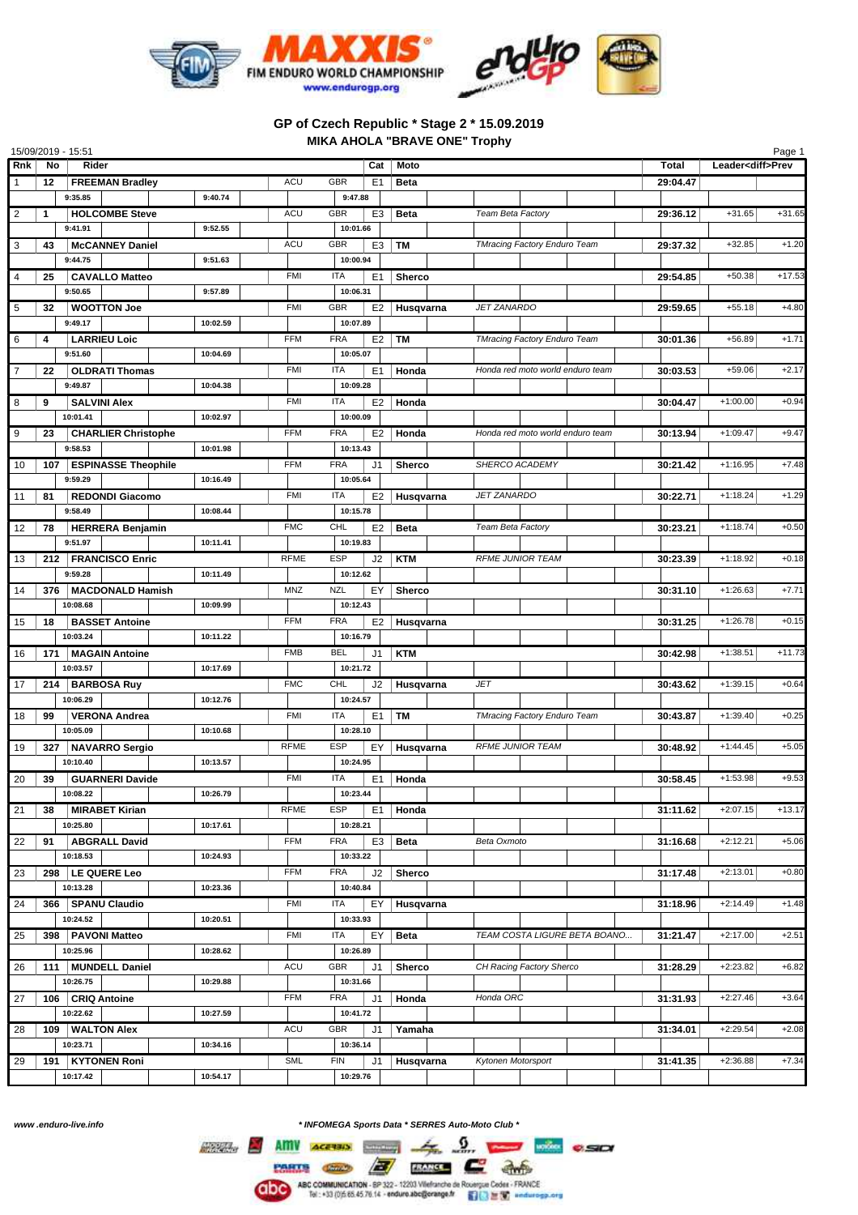# GP of Czech Republic * Stage 2 * 15.09.2019

## MIKA AHOLA "BRAVE ONE" Trophy

15/09/2019 - 15:51

| Rnk | No | Rider | Lap 1 | Lap 2 | Lap 3 | FMN | Nat | Cat | Moto | Team | Total | Leader<diff>Prev | |
|---|---|---|---|---|---|---|---|---|---|---|---|---|---|
| 1 | 12 | FREEMAN Bradley | 9:35.85 | 9:40.74 | 9:47.88 | ACU | GBR | E1 | Beta | | 29:04.47 | | |
| 2 | 1 | HOLCOMBE Steve | 9:41.91 | 9:52.55 | 10:01.66 | ACU | GBR | E3 | Beta | Team Beta Factory | 29:36.12 | +31.65 | +31.65 |
| 3 | 43 | McCANNEY Daniel | 9:44.75 | 9:51.63 | 10:00.94 | ACU | GBR | E3 | TM | TMracing Factory Enduro Team | 29:37.32 | +32.85 | +1.20 |
| 4 | 25 | CAVALLO Matteo | 9:50.65 | 9:57.89 | 10:06.31 | FMI | ITA | E1 | Sherco | | 29:54.85 | +50.38 | +17.53 |
| 5 | 32 | WOOTTON Joe | 9:49.17 | 10:02.59 | 10:07.89 | FMI | GBR | E2 | Husqvarna | JET ZANARDO | 29:59.65 | +55.18 | +4.80 |
| 6 | 4 | LARRIEU Loic | 9:51.60 | 10:04.69 | 10:05.07 | FFM | FRA | E2 | TM | TMracing Factory Enduro Team | 30:01.36 | +56.89 | +1.71 |
| 7 | 22 | OLDRATI Thomas | 9:49.87 | 10:04.38 | 10:09.28 | FMI | ITA | E1 | Honda | Honda red moto world enduro team | 30:03.53 | +59.06 | +2.17 |
| 8 | 9 | SALVINI Alex | 10:01.41 | 10:02.97 | 10:00.09 | FMI | ITA | E2 | Honda | | 30:04.47 | +1:00.00 | +0.94 |
| 9 | 23 | CHARLIER Christophe | 9:58.53 | 10:01.98 | 10:13.43 | FFM | FRA | E2 | Honda | Honda red moto world enduro team | 30:13.94 | +1:09.47 | +9.47 |
| 10 | 107 | ESPINASSE Theophile | 9:59.29 | 10:16.49 | 10:05.64 | FFM | FRA | J1 | Sherco | SHERCO ACADEMY | 30:21.42 | +1:16.95 | +7.48 |
| 11 | 81 | REDONDI Giacomo | 9:58.49 | 10:08.44 | 10:15.78 | FMI | ITA | E2 | Husqvarna | JET ZANARDO | 30:22.71 | +1:18.24 | +1.29 |
| 12 | 78 | HERRERA Benjamin | 9:51.97 | 10:11.41 | 10:19.83 | FMC | CHL | E2 | Beta | Team Beta Factory | 30:23.21 | +1:18.74 | +0.50 |
| 13 | 212 | FRANCISCO Enric | 9:59.28 | 10:11.49 | 10:12.62 | RFME | ESP | J2 | KTM | RFME JUNIOR TEAM | 30:23.39 | +1:18.92 | +0.18 |
| 14 | 376 | MACDONALD Hamish | 10:08.68 | 10:09.99 | 10:12.43 | MNZ | NZL | EY | Sherco | | 30:31.10 | +1:26.63 | +7.71 |
| 15 | 18 | BASSET Antoine | 10:03.24 | 10:11.22 | 10:16.79 | FFM | FRA | E2 | Husqvarna | | 30:31.25 | +1:26.78 | +0.15 |
| 16 | 171 | MAGAIN Antoine | 10:03.57 | 10:17.69 | 10:21.72 | FMB | BEL | J1 | KTM | | 30:42.98 | +1:38.51 | +11.73 |
| 17 | 214 | BARBOSA Ruy | 10:06.29 | 10:12.76 | 10:24.57 | FMC | CHL | J2 | Husqvarna | JET | 30:43.62 | +1:39.15 | +0.64 |
| 18 | 99 | VERONA Andrea | 10:05.09 | 10:10.68 | 10:28.10 | FMI | ITA | E1 | TM | TMracing Factory Enduro Team | 30:43.87 | +1:39.40 | +0.25 |
| 19 | 327 | NAVARRO Sergio | 10:10.40 | 10:13.57 | 10:24.95 | RFME | ESP | EY | Husqvarna | RFME JUNIOR TEAM | 30:48.92 | +1:44.45 | +5.05 |
| 20 | 39 | GUARNERI Davide | 10:08.22 | 10:26.79 | 10:23.44 | FMI | ITA | E1 | Honda | | 30:58.45 | +1:53.98 | +9.53 |
| 21 | 38 | MIRABET Kirian | 10:25.80 | 10:17.61 | 10:28.21 | RFME | ESP | E1 | Honda | | 31:11.62 | +2:07.15 | +13.17 |
| 22 | 91 | ABGRALL David | 10:18.53 | 10:24.93 | 10:33.22 | FFM | FRA | E3 | Beta | Beta Oxmoto | 31:16.68 | +2:12.21 | +5.06 |
| 23 | 298 | LE QUERE Leo | 10:13.28 | 10:23.36 | 10:40.84 | FFM | FRA | J2 | Sherco | | 31:17.48 | +2:13.01 | +0.80 |
| 24 | 366 | SPANU Claudio | 10:24.52 | 10:20.51 | 10:33.93 | FMI | ITA | EY | Husqvarna | | 31:18.96 | +2:14.49 | +1.48 |
| 25 | 398 | PAVONI Matteo | 10:25.96 | 10:28.62 | 10:26.89 | FMI | ITA | EY | Beta | TEAM COSTA LIGURE BETA BOANO... | 31:21.47 | +2:17.00 | +2.51 |
| 26 | 111 | MUNDELL Daniel | 10:26.75 | 10:29.88 | 10:31.66 | ACU | GBR | J1 | Sherco | CH Racing Factory Sherco | 31:28.29 | +2:23.82 | +6.82 |
| 27 | 106 | CRIQ Antoine | 10:22.62 | 10:27.59 | 10:41.72 | FFM | FRA | J1 | Honda | Honda ORC | 31:31.93 | +2:27.46 | +3.64 |
| 28 | 109 | WALTON Alex | 10:23.71 | 10:34.16 | 10:36.14 | ACU | GBR | J1 | Yamaha | | 31:34.01 | +2:29.54 | +2.08 |
| 29 | 191 | KYTONEN Roni | 10:17.42 | 10:54.17 | 10:29.76 | SML | FIN | J1 | Husqvarna | Kytonen Motorsport | 31:41.35 | +2:36.88 | +7.34 |

www.enduro-live.info

* INFOMEGA Sports Data * SERRES Auto-Moto Club *

ABC COMMUNICATION - BP 322 - 12203 Villefranche de Rouergue Cedex - FRANCE
Tel : +33 (0)5.65.45.76.14 - enduro.abc@orange.fr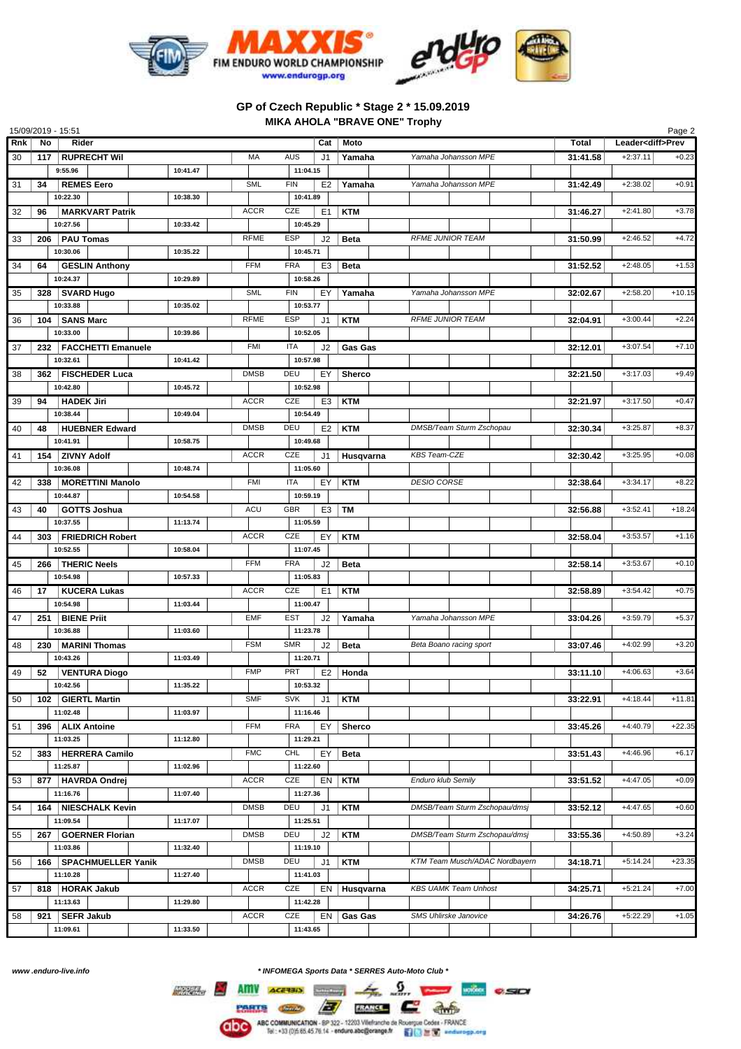## GP of Czech Republic * Stage 2 * 15.09.2019

### MIKA AHOLA "BRAVE ONE" Trophy

15/09/2019 - 15:51

| Rnk | No | Rider | | | Cat | Moto | | Total | Leader<diff>Prev | |
|---|---|---|---|---|---|---|---|---|---|---|
| 30 | 117 | RUPRECHT Wil | MA | AUS | J1 | Yamaha | Yamaha Johansson MPE | 31:41.58 | +2:37.11 | +0.23 |
| | | 9:55.96 / 10:41.47 / 11:04.15 | | | | | | | | |
| 31 | 34 | REMES Eero | SML | FIN | E2 | Yamaha | Yamaha Johansson MPE | 31:42.49 | +2:38.02 | +0.91 |
| | | 10:22.30 / 10:38.30 / 10:41.89 | | | | | | | | |
| 32 | 96 | MARKVART Patrik | ACCR | CZE | E1 | KTM | | 31:46.27 | +2:41.80 | +3.78 |
| | | 10:27.56 / 10:33.42 / 10:45.29 | | | | | | | | |
| 33 | 206 | PAU Tomas | RFME | ESP | J2 | Beta | RFME JUNIOR TEAM | 31:50.99 | +2:46.52 | +4.72 |
| | | 10:30.06 / 10:35.22 / 10:45.71 | | | | | | | | |
| 34 | 64 | GESLIN Anthony | FFM | FRA | E3 | Beta | | 31:52.52 | +2:48.05 | +1.53 |
| | | 10:24.37 / 10:29.89 / 10:58.26 | | | | | | | | |
| 35 | 328 | SVARD Hugo | SML | FIN | EY | Yamaha | Yamaha Johansson MPE | 32:02.67 | +2:58.20 | +10.15 |
| | | 10:33.88 / 10:35.02 / 10:53.77 | | | | | | | | |
| 36 | 104 | SANS Marc | RFME | ESP | J1 | KTM | RFME JUNIOR TEAM | 32:04.91 | +3:00.44 | +2.24 |
| | | 10:33.00 / 10:39.86 / 10:52.05 | | | | | | | | |
| 37 | 232 | FACCHETTI Emanuele | FMI | ITA | J2 | Gas Gas | | 32:12.01 | +3:07.54 | +7.10 |
| | | 10:32.61 / 10:41.42 / 10:57.98 | | | | | | | | |
| 38 | 362 | FISCHEDER Luca | DMSB | DEU | EY | Sherco | | 32:21.50 | +3:17.03 | +9.49 |
| | | 10:42.80 / 10:45.72 / 10:52.98 | | | | | | | | |
| 39 | 94 | HADEK Jiri | ACCR | CZE | E3 | KTM | | 32:21.97 | +3:17.50 | +0.47 |
| | | 10:38.44 / 10:49.04 / 10:54.49 | | | | | | | | |
| 40 | 48 | HUEBNER Edward | DMSB | DEU | E2 | KTM | DMSB/Team Sturm Zschopau | 32:30.34 | +3:25.87 | +8.37 |
| | | 10:41.91 / 10:58.75 / 10:49.68 | | | | | | | | |
| 41 | 154 | ZIVNY Adolf | ACCR | CZE | J1 | Husqvarna | KBS Team-CZE | 32:30.42 | +3:25.95 | +0.08 |
| | | 10:36.08 / 10:48.74 / 11:05.60 | | | | | | | | |
| 42 | 338 | MORETTINI Manolo | FMI | ITA | EY | KTM | DESIO CORSE | 32:38.64 | +3:34.17 | +8.22 |
| | | 10:44.87 / 10:54.58 / 10:59.19 | | | | | | | | |
| 43 | 40 | GOTTS Joshua | ACU | GBR | E3 | TM | | 32:56.88 | +3:52.41 | +18.24 |
| | | 10:37.55 / 11:13.74 / 11:05.59 | | | | | | | | |
| 44 | 303 | FRIEDRICH Robert | ACCR | CZE | EY | KTM | | 32:58.04 | +3:53.57 | +1.16 |
| | | 10:52.55 / 10:58.04 / 11:07.45 | | | | | | | | |
| 45 | 266 | THERIC Neels | FFM | FRA | J2 | Beta | | 32:58.14 | +3:53.67 | +0.10 |
| | | 10:54.98 / 10:57.33 / 11:05.83 | | | | | | | | |
| 46 | 17 | KUCERA Lukas | ACCR | CZE | E1 | KTM | | 32:58.89 | +3:54.42 | +0.75 |
| | | 10:54.98 / 11:03.44 / 11:00.47 | | | | | | | | |
| 47 | 251 | BIENE Priit | EMF | EST | J2 | Yamaha | Yamaha Johansson MPE | 33:04.26 | +3:59.79 | +5.37 |
| | | 10:36.88 / 11:03.60 / 11:23.78 | | | | | | | | |
| 48 | 230 | MARINI Thomas | FSM | SMR | J2 | Beta | Beta Boano racing sport | 33:07.46 | +4:02.99 | +3.20 |
| | | 10:43.26 / 11:03.49 / 11:20.71 | | | | | | | | |
| 49 | 52 | VENTURA Diogo | FMP | PRT | E2 | Honda | | 33:11.10 | +4:06.63 | +3.64 |
| | | 10:42.56 / 11:35.22 / 10:53.32 | | | | | | | | |
| 50 | 102 | GIERTL Martin | SMF | SVK | J1 | KTM | | 33:22.91 | +4:18.44 | +11.81 |
| | | 11:02.48 / 11:03.97 / 11:16.46 | | | | | | | | |
| 51 | 396 | ALIX Antoine | FFM | FRA | EY | Sherco | | 33:45.26 | +4:40.79 | +22.35 |
| | | 11:03.25 / 11:12.80 / 11:29.21 | | | | | | | | |
| 52 | 383 | HERRERA Camilo | FMC | CHL | EY | Beta | | 33:51.43 | +4:46.96 | +6.17 |
| | | 11:25.87 / 11:02.96 / 11:22.60 | | | | | | | | |
| 53 | 877 | HAVRDA Ondrej | ACCR | CZE | EN | KTM | Enduro klub Semily | 33:51.52 | +4:47.05 | +0.09 |
| | | 11:16.76 / 11:07.40 / 11:27.36 | | | | | | | | |
| 54 | 164 | NIESCHALK Kevin | DMSB | DEU | J1 | KTM | DMSB/Team Sturm Zschopau/dmsj | 33:52.12 | +4:47.65 | +0.60 |
| | | 11:09.54 / 11:17.07 / 11:25.51 | | | | | | | | |
| 55 | 267 | GOERNER Florian | DMSB | DEU | J2 | KTM | DMSB/Team Sturm Zschopau/dmsj | 33:55.36 | +4:50.89 | +3.24 |
| | | 11:03.86 / 11:32.40 / 11:19.10 | | | | | | | | |
| 56 | 166 | SPACHMUELLER Yanik | DMSB | DEU | J1 | KTM | KTM Team Musch/ADAC Nordbayern | 34:18.71 | +5:14.24 | +23.35 |
| | | 11:10.28 / 11:27.40 / 11:41.03 | | | | | | | | |
| 57 | 818 | HORAK Jakub | ACCR | CZE | EN | Husqvarna | KBS UAMK Team Unhost | 34:25.71 | +5:21.24 | +7.00 |
| | | 11:13.63 / 11:29.80 / 11:42.28 | | | | | | | | |
| 58 | 921 | SEFR Jakub | ACCR | CZE | EN | Gas Gas | SMS Uhlirske Janovice | 34:26.76 | +5:22.29 | +1.05 |
| | | 11:09.61 / 11:33.50 / 11:43.65 | | | | | | | | |

www.enduro-live.info

* INFOMEGA Sports Data * SERRES Auto-Moto Club *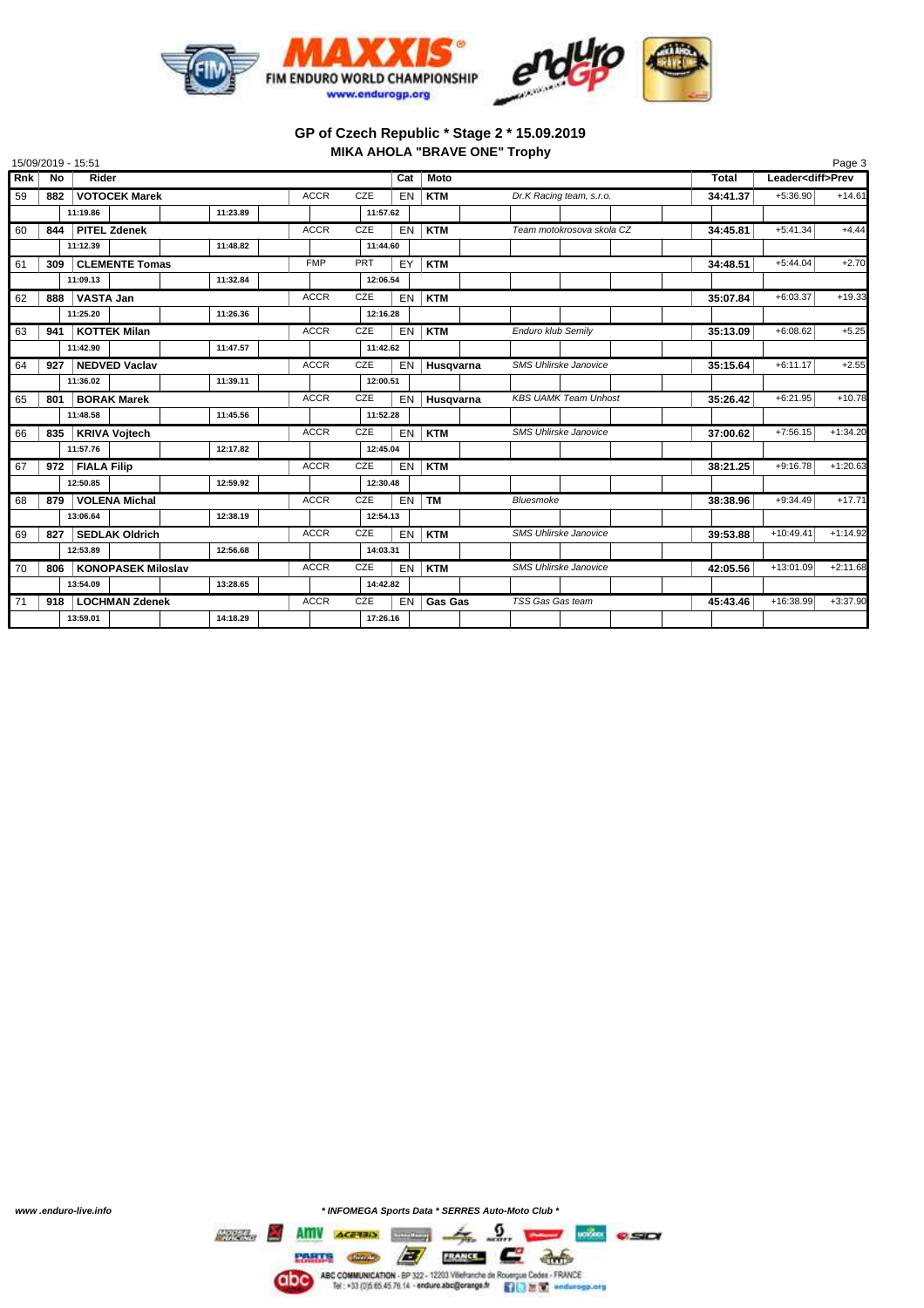## GP of Czech Republic * Stage 2 * 15.09.2019

### MIKA AHOLA "BRAVE ONE" Trophy

15/09/2019 - 15:51

| Rnk | No | Rider | | | | Cat | Moto | | Total | Leader<diff>Prev | |
|---|---|---|---|---|---|---|---|---|---|---|---|
| 59 | 882 | VOTOCEK Marek | | ACCR | CZE | EN | KTM | Dr.K Racing team, s.r.o. | 34:41.37 | +5:36.90 | +14.61 |
| | | 11:19.86 | 11:23.89 | | 11:57.62 | | | | | | |
| 60 | 844 | PITEL Zdenek | | ACCR | CZE | EN | KTM | Team motokrosova skola CZ | 34:45.81 | +5:41.34 | +4.44 |
| | | 11:12.39 | 11:48.82 | | 11:44.60 | | | | | | |
| 61 | 309 | CLEMENTE Tomas | | FMP | PRT | EY | KTM | | 34:48.51 | +5:44.04 | +2.70 |
| | | 11:09.13 | 11:32.84 | | 12:06.54 | | | | | | |
| 62 | 888 | VASTA Jan | | ACCR | CZE | EN | KTM | | 35:07.84 | +6:03.37 | +19.33 |
| | | 11:25.20 | 11:26.36 | | 12:16.28 | | | | | | |
| 63 | 941 | KOTTEK Milan | | ACCR | CZE | EN | KTM | Enduro klub Semily | 35:13.09 | +6:08.62 | +5.25 |
| | | 11:42.90 | 11:47.57 | | 11:42.62 | | | | | | |
| 64 | 927 | NEDVED Vaclav | | ACCR | CZE | EN | Husqvarna | SMS Uhlirske Janovice | 35:15.64 | +6:11.17 | +2.55 |
| | | 11:36.02 | 11:39.11 | | 12:00.51 | | | | | | |
| 65 | 801 | BORAK Marek | | ACCR | CZE | EN | Husqvarna | KBS UAMK Team Unhost | 35:26.42 | +6:21.95 | +10.78 |
| | | 11:48.58 | 11:45.56 | | 11:52.28 | | | | | | |
| 66 | 835 | KRIVA Vojtech | | ACCR | CZE | EN | KTM | SMS Uhlirske Janovice | 37:00.62 | +7:56.15 | +1:34.20 |
| | | 11:57.76 | 12:17.82 | | 12:45.04 | | | | | | |
| 67 | 972 | FIALA Filip | | ACCR | CZE | EN | KTM | | 38:21.25 | +9:16.78 | +1:20.63 |
| | | 12:50.85 | 12:59.92 | | 12:30.48 | | | | | | |
| 68 | 879 | VOLENA Michal | | ACCR | CZE | EN | TM | Bluesmoke | 38:38.96 | +9:34.49 | +17.71 |
| | | 13:06.64 | 12:38.19 | | 12:54.13 | | | | | | |
| 69 | 827 | SEDLAK Oldrich | | ACCR | CZE | EN | KTM | SMS Uhlirske Janovice | 39:53.88 | +10:49.41 | +1:14.92 |
| | | 12:53.89 | 12:56.68 | | 14:03.31 | | | | | | |
| 70 | 806 | KONOPASEK Miloslav | | ACCR | CZE | EN | KTM | SMS Uhlirske Janovice | 42:05.56 | +13:01.09 | +2:11.68 |
| | | 13:54.09 | 13:28.65 | | 14:42.82 | | | | | | |
| 71 | 918 | LOCHMAN Zdenek | | ACCR | CZE | EN | Gas Gas | TSS Gas Gas team | 45:43.46 | +16:38.99 | +3:37.90 |
| | | 13:59.01 | 14:18.29 | | 17:26.16 | | | | | | |

www .enduro-live.info

* INFOMEGA Sports Data * SERRES Auto-Moto Club *

ABC COMMUNICATION - BP 322 - 12203 Villefranche de Rouergue Cedex - FRANCE
Tel : +33 (0)5 65.45.76.14 - enduro.abc@orange.fr